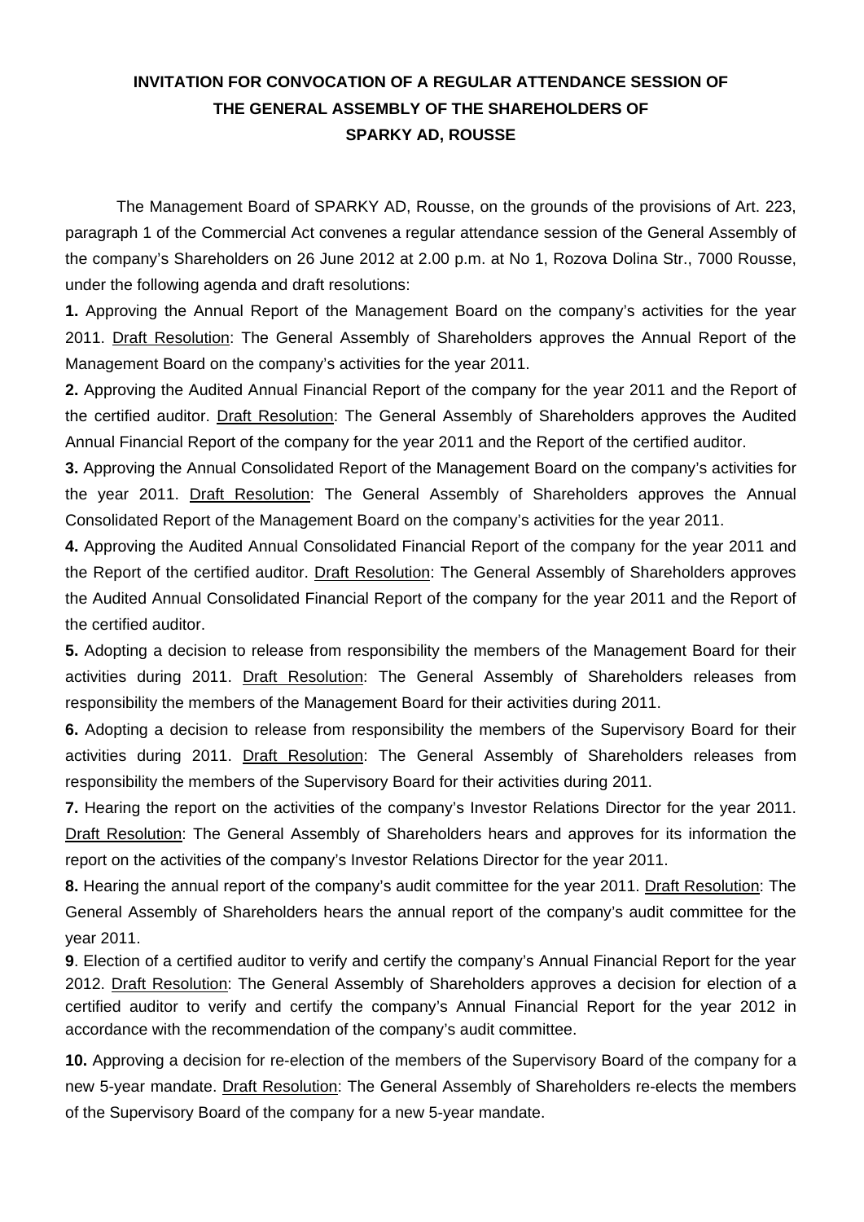# INVITATION FOR CONVOCATION OF A REGULAR ATTENDANCE SESSION OF THE GENERAL ASSEMBLY OF THE SHAREHOLDERS OF SPARKY AD, ROUSSE

The Management Board of SPARKY AD, Rousse, on the grounds of the provisions of Art. 223, paragraph 1 of the Commercial Act convenes a regular attendance session of the General Assembly of the company's Shareholders on 26 June 2012 at 2.00 p.m. at No 1, Rozova Dolina Str., 7000 Rousse, under the following agenda and draft resolutions:

**1.** Approving the Annual Report of the Management Board on the company's activities for the year 2011. Draft Resolution: The General Assembly of Shareholders approves the Annual Report of the Management Board on the company's activities for the year 2011.

**2.** Approving the Audited Annual Financial Report of the company for the year 2011 and the Report of the certified auditor. Draft Resolution: The General Assembly of Shareholders approves the Audited Annual Financial Report of the company for the year 2011 and the Report of the certified auditor.

**3.** Approving the Annual Consolidated Report of the Management Board on the company's activities for the year 2011. Draft Resolution: The General Assembly of Shareholders approves the Annual Consolidated Report of the Management Board on the company's activities for the year 2011.

**4.** Approving the Audited Annual Consolidated Financial Report of the company for the year 2011 and the Report of the certified auditor. Draft Resolution: The General Assembly of Shareholders approves the Audited Annual Consolidated Financial Report of the company for the year 2011 and the Report of the certified auditor.

**5.** Adopting a decision to release from responsibility the members of the Management Board for their activities during 2011. Draft Resolution: The General Assembly of Shareholders releases from responsibility the members of the Management Board for their activities during 2011.

**6.** Adopting a decision to release from responsibility the members of the Supervisory Board for their activities during 2011. Draft Resolution: The General Assembly of Shareholders releases from responsibility the members of the Supervisory Board for their activities during 2011.

**7.** Hearing the report on the activities of the company's Investor Relations Director for the year 2011. Draft Resolution: The General Assembly of Shareholders hears and approves for its information the report on the activities of the company's Investor Relations Director for the year 2011.

**8.** Hearing the annual report of the company's audit committee for the year 2011. Draft Resolution: The General Assembly of Shareholders hears the annual report of the company's audit committee for the year 2011.

**9**. Election of a certified auditor to verify and certify the company's Annual Financial Report for the year 2012. Draft Resolution: The General Assembly of Shareholders approves a decision for election of a certified auditor to verify and certify the company's Annual Financial Report for the year 2012 in accordance with the recommendation of the company's audit committee.

**10.** Approving a decision for re-election of the members of the Supervisory Board of the company for a new 5-year mandate. Draft Resolution: The General Assembly of Shareholders re-elects the members of the Supervisory Board of the company for a new 5-year mandate.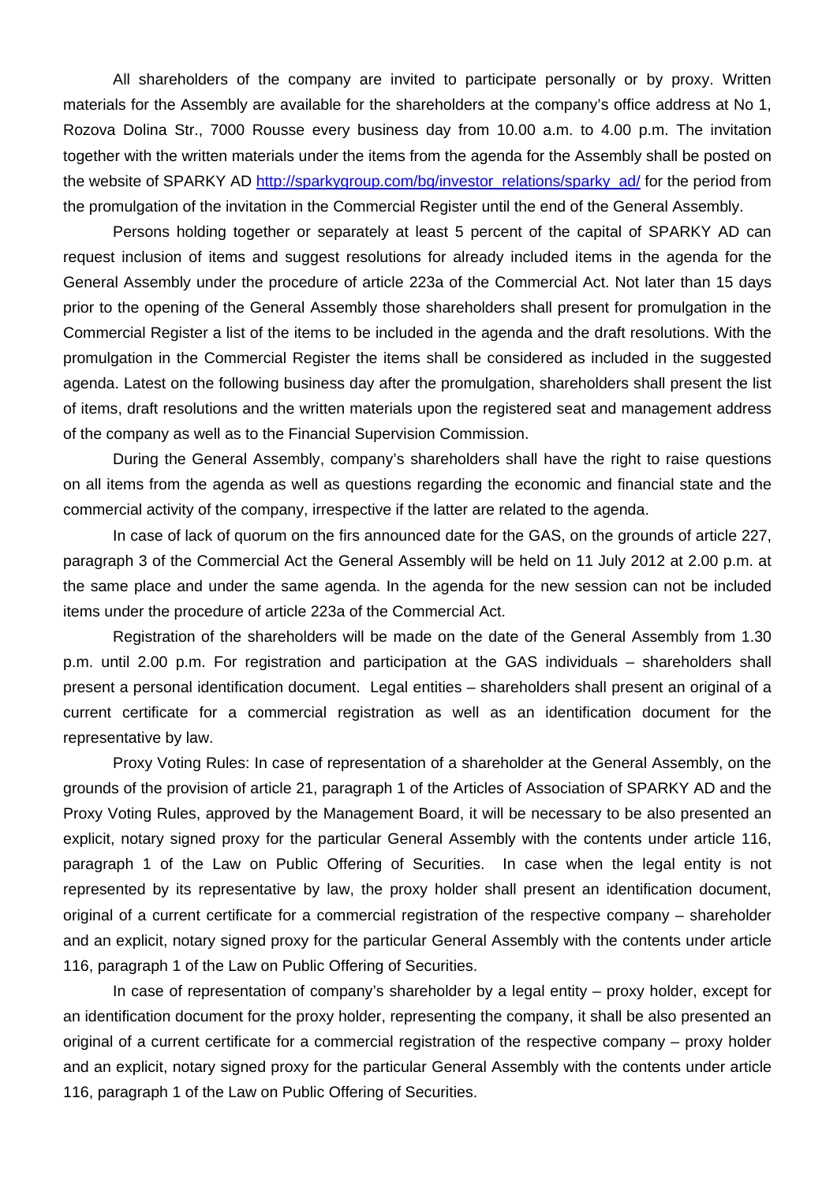All shareholders of the company are invited to participate personally or by proxy. Written materials for the Assembly are available for the shareholders at the company's office address at No 1, Rozova Dolina Str., 7000 Rousse every business day from 10.00 a.m. to 4.00 p.m. The invitation together with the written materials under the items from the agenda for the Assembly shall be posted on the website of SPARKY AD http://sparkygroup.com/bg/investor_relations/sparky_ad/ for the period from the promulgation of the invitation in the Commercial Register until the end of the General Assembly.

Persons holding together or separately at least 5 percent of the capital of SPARKY AD can request inclusion of items and suggest resolutions for already included items in the agenda for the General Assembly under the procedure of article 223a of the Commercial Act. Not later than 15 days prior to the opening of the General Assembly those shareholders shall present for promulgation in the Commercial Register a list of the items to be included in the agenda and the draft resolutions. With the promulgation in the Commercial Register the items shall be considered as included in the suggested agenda. Latest on the following business day after the promulgation, shareholders shall present the list of items, draft resolutions and the written materials upon the registered seat and management address of the company as well as to the Financial Supervision Commission.

During the General Assembly, company's shareholders shall have the right to raise questions on all items from the agenda as well as questions regarding the economic and financial state and the commercial activity of the company, irrespective if the latter are related to the agenda.

In case of lack of quorum on the firs announced date for the GAS, on the grounds of article 227, paragraph 3 of the Commercial Act the General Assembly will be held on 11 July 2012 at 2.00 p.m. at the same place and under the same agenda. In the agenda for the new session can not be included items under the procedure of article 223a of the Commercial Act.

Registration of the shareholders will be made on the date of the General Assembly from 1.30 p.m. until 2.00 p.m. For registration and participation at the GAS individuals – shareholders shall present a personal identification document. Legal entities – shareholders shall present an original of a current certificate for a commercial registration as well as an identification document for the representative by law.

Proxy Voting Rules: In case of representation of a shareholder at the General Assembly, on the grounds of the provision of article 21, paragraph 1 of the Articles of Association of SPARKY AD and the Proxy Voting Rules, approved by the Management Board, it will be necessary to be also presented an explicit, notary signed proxy for the particular General Assembly with the contents under article 116, paragraph 1 of the Law on Public Offering of Securities. In case when the legal entity is not represented by its representative by law, the proxy holder shall present an identification document, original of a current certificate for a commercial registration of the respective company – shareholder and an explicit, notary signed proxy for the particular General Assembly with the contents under article 116, paragraph 1 of the Law on Public Offering of Securities.

In case of representation of company's shareholder by a legal entity – proxy holder, except for an identification document for the proxy holder, representing the company, it shall be also presented an original of a current certificate for a commercial registration of the respective company – proxy holder and an explicit, notary signed proxy for the particular General Assembly with the contents under article 116, paragraph 1 of the Law on Public Offering of Securities.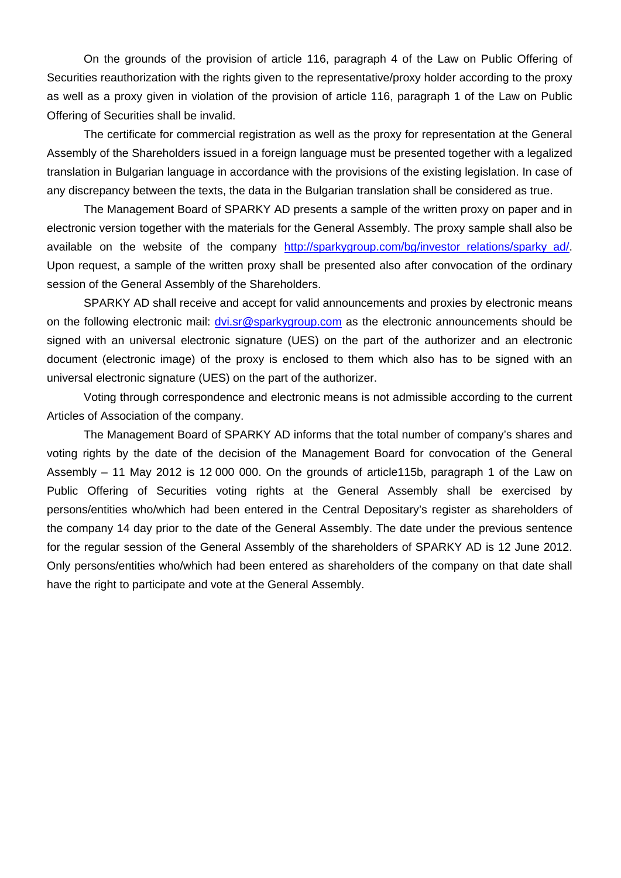On the grounds of the provision of article 116, paragraph 4 of the Law on Public Offering of Securities reauthorization with the rights given to the representative/proxy holder according to the proxy as well as a proxy given in violation of the provision of article 116, paragraph 1 of the Law on Public Offering of Securities shall be invalid.

The certificate for commercial registration as well as the proxy for representation at the General Assembly of the Shareholders issued in a foreign language must be presented together with a legalized translation in Bulgarian language in accordance with the provisions of the existing legislation. In case of any discrepancy between the texts, the data in the Bulgarian translation shall be considered as true.

The Management Board of SPARKY AD presents a sample of the written proxy on paper and in electronic version together with the materials for the General Assembly. The proxy sample shall also be available on the website of the company http://sparkygroup.com/bg/investor_relations/sparky_ad/. Upon request, a sample of the written proxy shall be presented also after convocation of the ordinary session of the General Assembly of the Shareholders.

SPARKY AD shall receive and accept for valid announcements and proxies by electronic means on the following electronic mail: dvi.sr@sparkygroup.com as the electronic announcements should be signed with an universal electronic signature (UES) on the part of the authorizer and an electronic document (electronic image) of the proxy is enclosed to them which also has to be signed with an universal electronic signature (UES) on the part of the authorizer.

Voting through correspondence and electronic means is not admissible according to the current Articles of Association of the company.

The Management Board of SPARKY AD informs that the total number of company's shares and voting rights by the date of the decision of the Management Board for convocation of the General Assembly – 11 May 2012 is 12 000 000. On the grounds of article115b, paragraph 1 of the Law on Public Offering of Securities voting rights at the General Assembly shall be exercised by persons/entities who/which had been entered in the Central Depositary's register as shareholders of the company 14 day prior to the date of the General Assembly. The date under the previous sentence for the regular session of the General Assembly of the shareholders of SPARKY AD is 12 June 2012. Only persons/entities who/which had been entered as shareholders of the company on that date shall have the right to participate and vote at the General Assembly.